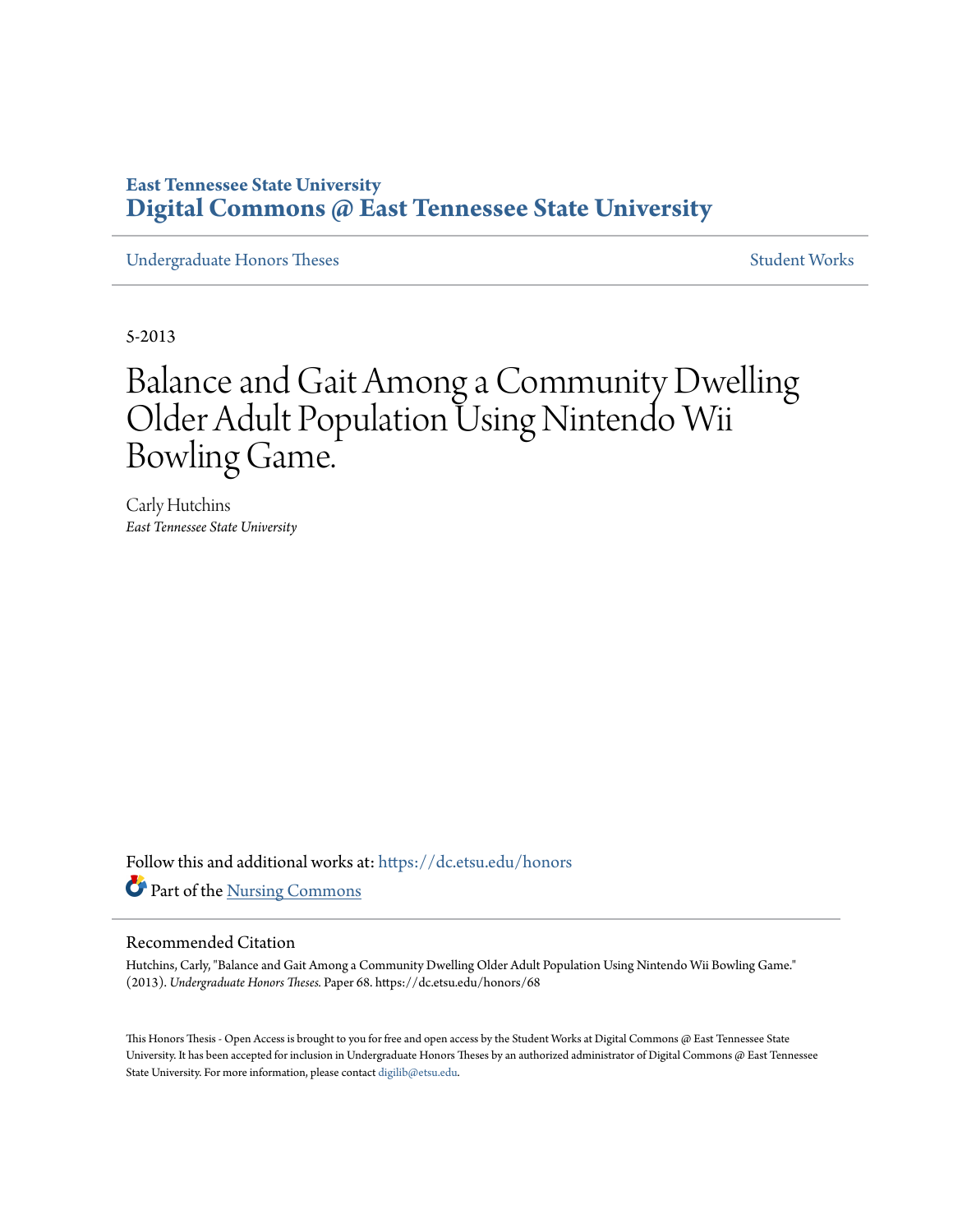**East Tennessee State University**
# Digital Commons @ East Tennessee State University

Undergraduate Honors Theses | Student Works

5-2013

# Balance and Gait Among a Community Dwelling Older Adult Population Using Nintendo Wii Bowling Game.

Carly Hutchins
*East Tennessee State University*

Follow this and additional works at: https://dc.etsu.edu/honors

Part of the Nursing Commons

## Recommended Citation

Hutchins, Carly, "Balance and Gait Among a Community Dwelling Older Adult Population Using Nintendo Wii Bowling Game." (2013). *Undergraduate Honors Theses.* Paper 68. https://dc.etsu.edu/honors/68

This Honors Thesis - Open Access is brought to you for free and open access by the Student Works at Digital Commons @ East Tennessee State University. It has been accepted for inclusion in Undergraduate Honors Theses by an authorized administrator of Digital Commons @ East Tennessee State University. For more information, please contact digilib@etsu.edu.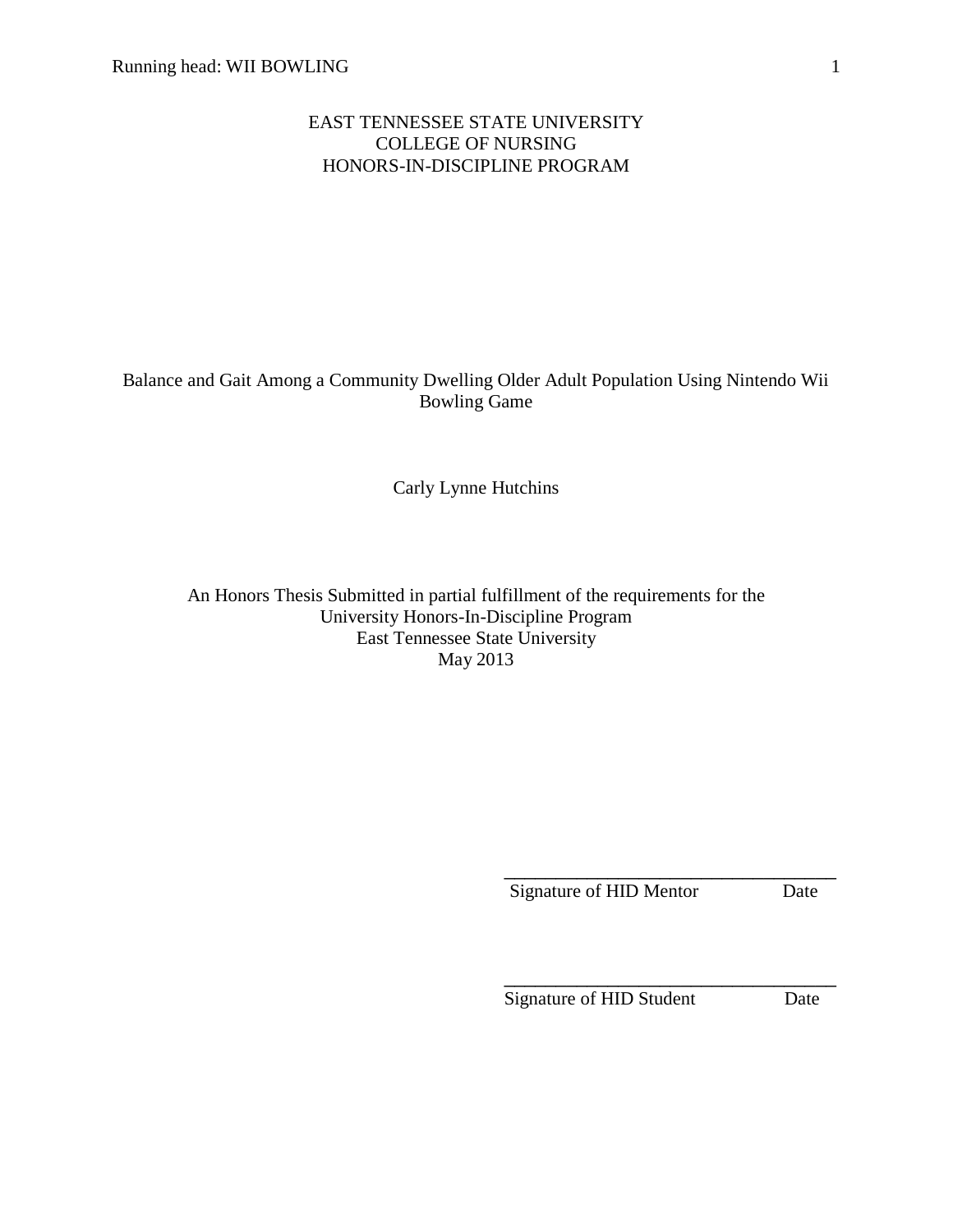EAST TENNESSEE STATE UNIVERSITY
COLLEGE OF NURSING
HONORS-IN-DISCIPLINE PROGRAM

# Balance and Gait Among a Community Dwelling Older Adult Population Using Nintendo Wii Bowling Game

Carly Lynne Hutchins

An Honors Thesis Submitted in partial fulfillment of the requirements for the
University Honors-In-Discipline Program
East Tennessee State University
May 2013

\_\_\_\_\_\_\_\_\_\_\_\_\_\_\_\_\_\_\_\_\_\_\_\_\_\_\_\_\_\_\_\_\_\_\_\_
Signature of HID Mentor Date

\_\_\_\_\_\_\_\_\_\_\_\_\_\_\_\_\_\_\_\_\_\_\_\_\_\_\_\_\_\_\_\_\_\_\_\_
Signature of HID Student Date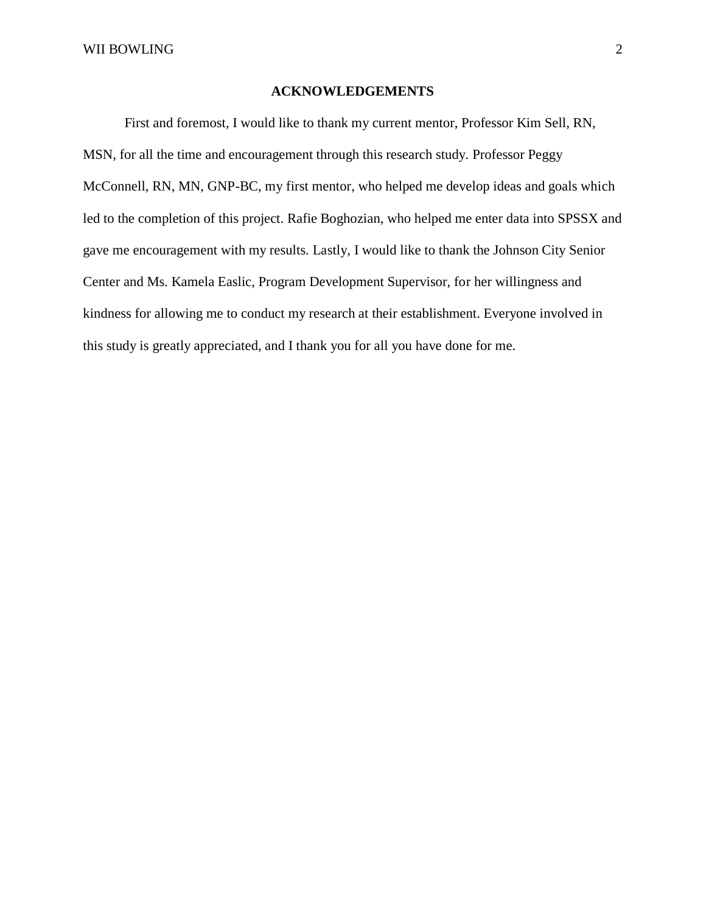## ACKNOWLEDGEMENTS

First and foremost, I would like to thank my current mentor, Professor Kim Sell, RN, MSN, for all the time and encouragement through this research study. Professor Peggy McConnell, RN, MN, GNP-BC, my first mentor, who helped me develop ideas and goals which led to the completion of this project. Rafie Boghozian, who helped me enter data into SPSSX and gave me encouragement with my results. Lastly, I would like to thank the Johnson City Senior Center and Ms. Kamela Easlic, Program Development Supervisor, for her willingness and kindness for allowing me to conduct my research at their establishment. Everyone involved in this study is greatly appreciated, and I thank you for all you have done for me.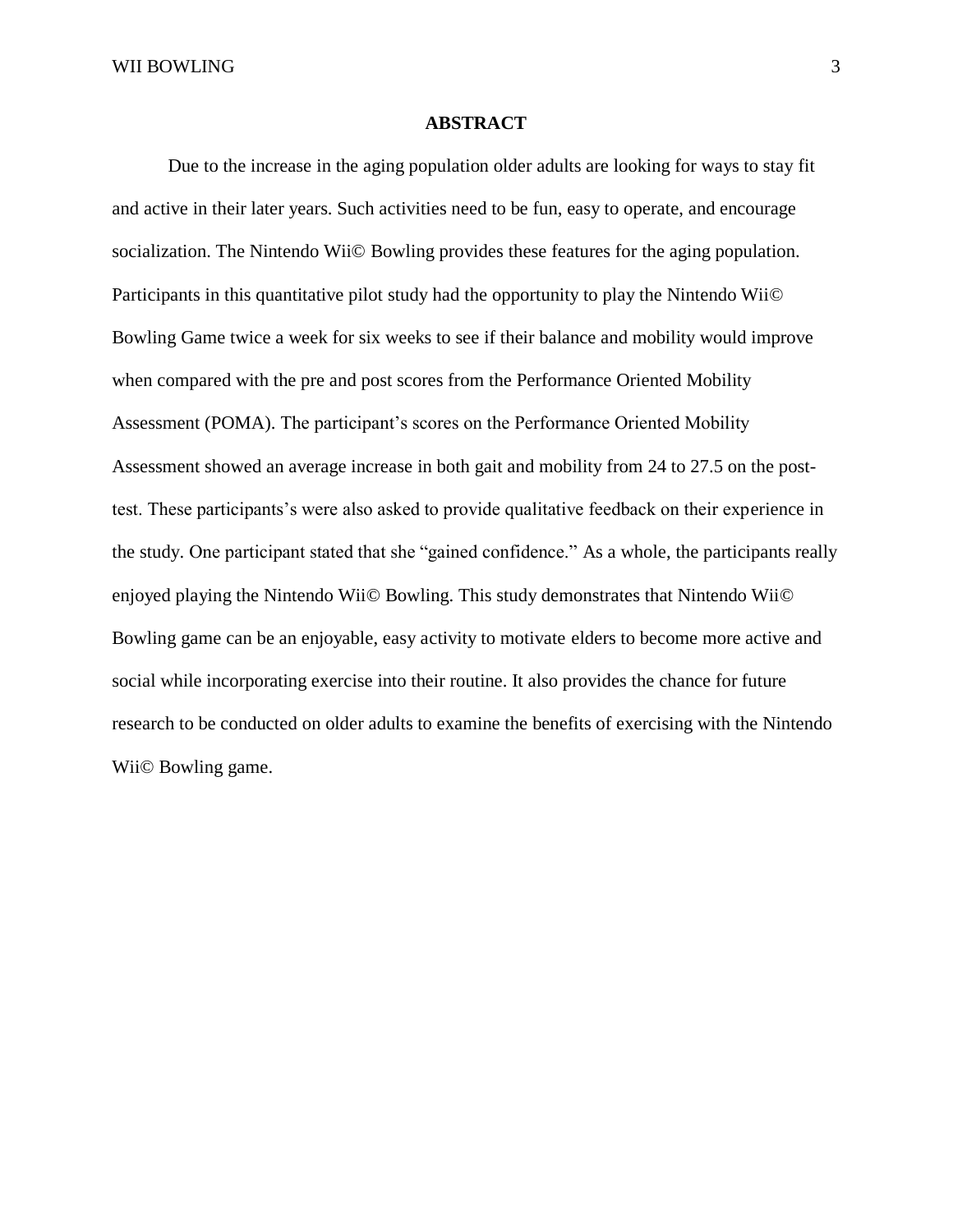## ABSTRACT

Due to the increase in the aging population older adults are looking for ways to stay fit and active in their later years. Such activities need to be fun, easy to operate, and encourage socialization. The Nintendo Wii© Bowling provides these features for the aging population. Participants in this quantitative pilot study had the opportunity to play the Nintendo Wii© Bowling Game twice a week for six weeks to see if their balance and mobility would improve when compared with the pre and post scores from the Performance Oriented Mobility Assessment (POMA). The participant's scores on the Performance Oriented Mobility Assessment showed an average increase in both gait and mobility from 24 to 27.5 on the post-test. These participants's were also asked to provide qualitative feedback on their experience in the study. One participant stated that she "gained confidence." As a whole, the participants really enjoyed playing the Nintendo Wii© Bowling. This study demonstrates that Nintendo Wii© Bowling game can be an enjoyable, easy activity to motivate elders to become more active and social while incorporating exercise into their routine. It also provides the chance for future research to be conducted on older adults to examine the benefits of exercising with the Nintendo Wii© Bowling game.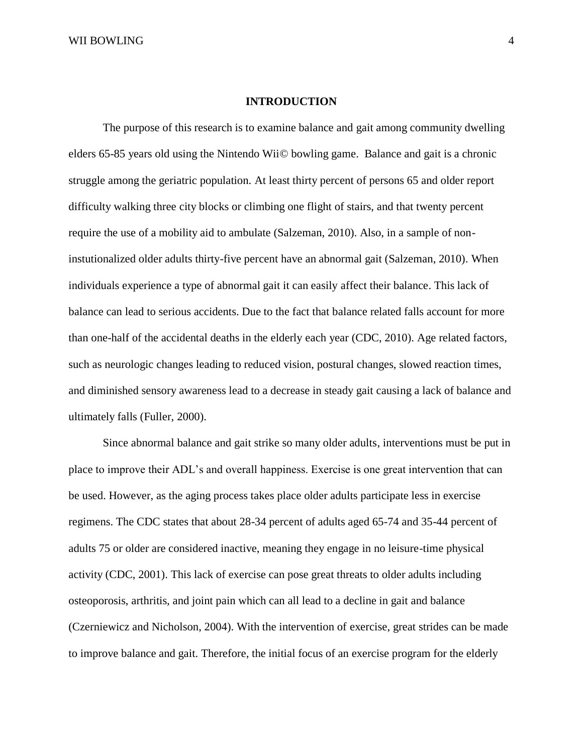# INTRODUCTION

The purpose of this research is to examine balance and gait among community dwelling elders 65-85 years old using the Nintendo Wii© bowling game. Balance and gait is a chronic struggle among the geriatric population. At least thirty percent of persons 65 and older report difficulty walking three city blocks or climbing one flight of stairs, and that twenty percent require the use of a mobility aid to ambulate (Salzeman, 2010). Also, in a sample of non-instutionalized older adults thirty-five percent have an abnormal gait (Salzeman, 2010). When individuals experience a type of abnormal gait it can easily affect their balance. This lack of balance can lead to serious accidents. Due to the fact that balance related falls account for more than one-half of the accidental deaths in the elderly each year (CDC, 2010). Age related factors, such as neurologic changes leading to reduced vision, postural changes, slowed reaction times, and diminished sensory awareness lead to a decrease in steady gait causing a lack of balance and ultimately falls (Fuller, 2000).

Since abnormal balance and gait strike so many older adults, interventions must be put in place to improve their ADL's and overall happiness. Exercise is one great intervention that can be used. However, as the aging process takes place older adults participate less in exercise regimens. The CDC states that about 28-34 percent of adults aged 65-74 and 35-44 percent of adults 75 or older are considered inactive, meaning they engage in no leisure-time physical activity (CDC, 2001). This lack of exercise can pose great threats to older adults including osteoporosis, arthritis, and joint pain which can all lead to a decline in gait and balance (Czerniewicz and Nicholson, 2004). With the intervention of exercise, great strides can be made to improve balance and gait. Therefore, the initial focus of an exercise program for the elderly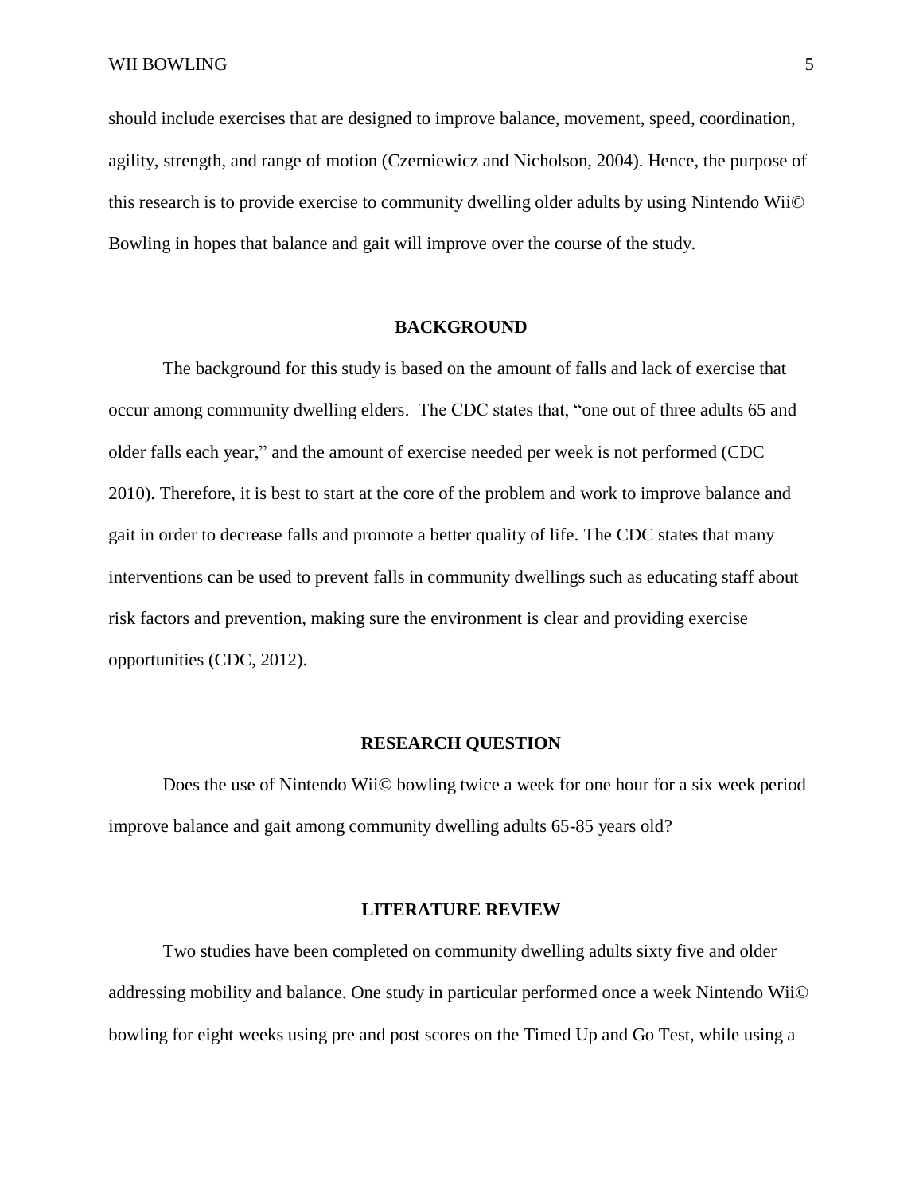should include exercises that are designed to improve balance, movement, speed, coordination, agility, strength, and range of motion (Czerniewicz and Nicholson, 2004). Hence, the purpose of this research is to provide exercise to community dwelling older adults by using Nintendo Wii© Bowling in hopes that balance and gait will improve over the course of the study.

## BACKGROUND

The background for this study is based on the amount of falls and lack of exercise that occur among community dwelling elders. The CDC states that, "one out of three adults 65 and older falls each year," and the amount of exercise needed per week is not performed (CDC 2010). Therefore, it is best to start at the core of the problem and work to improve balance and gait in order to decrease falls and promote a better quality of life. The CDC states that many interventions can be used to prevent falls in community dwellings such as educating staff about risk factors and prevention, making sure the environment is clear and providing exercise opportunities (CDC, 2012).

## RESEARCH QUESTION

Does the use of Nintendo Wii© bowling twice a week for one hour for a six week period improve balance and gait among community dwelling adults 65-85 years old?

## LITERATURE REVIEW

Two studies have been completed on community dwelling adults sixty five and older addressing mobility and balance. One study in particular performed once a week Nintendo Wii© bowling for eight weeks using pre and post scores on the Timed Up and Go Test, while using a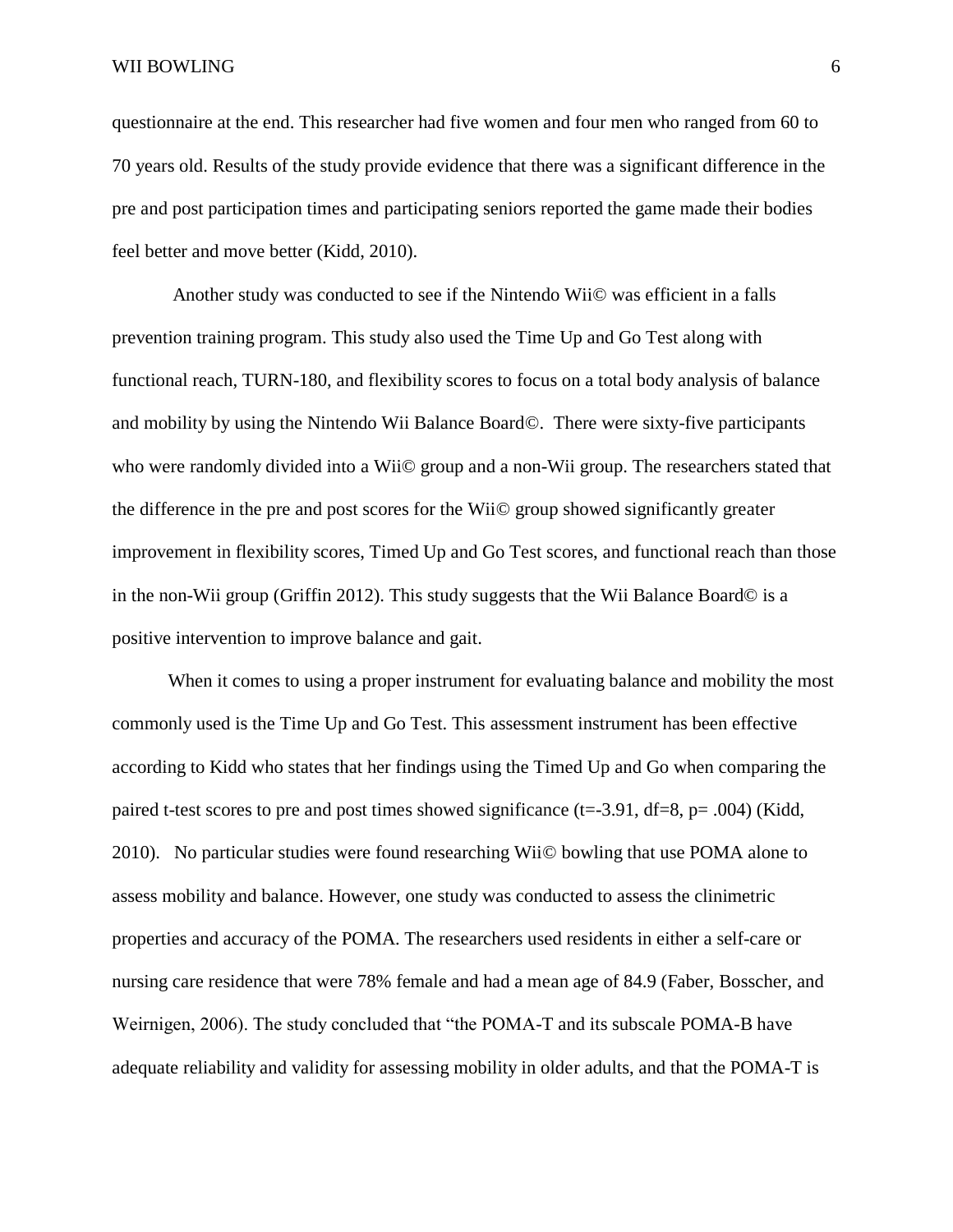questionnaire at the end. This researcher had five women and four men who ranged from 60 to 70 years old. Results of the study provide evidence that there was a significant difference in the pre and post participation times and participating seniors reported the game made their bodies feel better and move better (Kidd, 2010).

Another study was conducted to see if the Nintendo Wii© was efficient in a falls prevention training program. This study also used the Time Up and Go Test along with functional reach, TURN-180, and flexibility scores to focus on a total body analysis of balance and mobility by using the Nintendo Wii Balance Board©. There were sixty-five participants who were randomly divided into a Wii© group and a non-Wii group. The researchers stated that the difference in the pre and post scores for the Wii© group showed significantly greater improvement in flexibility scores, Timed Up and Go Test scores, and functional reach than those in the non-Wii group (Griffin 2012). This study suggests that the Wii Balance Board© is a positive intervention to improve balance and gait.

When it comes to using a proper instrument for evaluating balance and mobility the most commonly used is the Time Up and Go Test. This assessment instrument has been effective according to Kidd who states that her findings using the Timed Up and Go when comparing the paired t-test scores to pre and post times showed significance ($t=-3.91$, $df=8$, $p= .004$) (Kidd, 2010). No particular studies were found researching Wii© bowling that use POMA alone to assess mobility and balance. However, one study was conducted to assess the clinimetric properties and accuracy of the POMA. The researchers used residents in either a self-care or nursing care residence that were 78% female and had a mean age of 84.9 (Faber, Bosscher, and Weirnigen, 2006). The study concluded that "the POMA-T and its subscale POMA-B have adequate reliability and validity for assessing mobility in older adults, and that the POMA-T is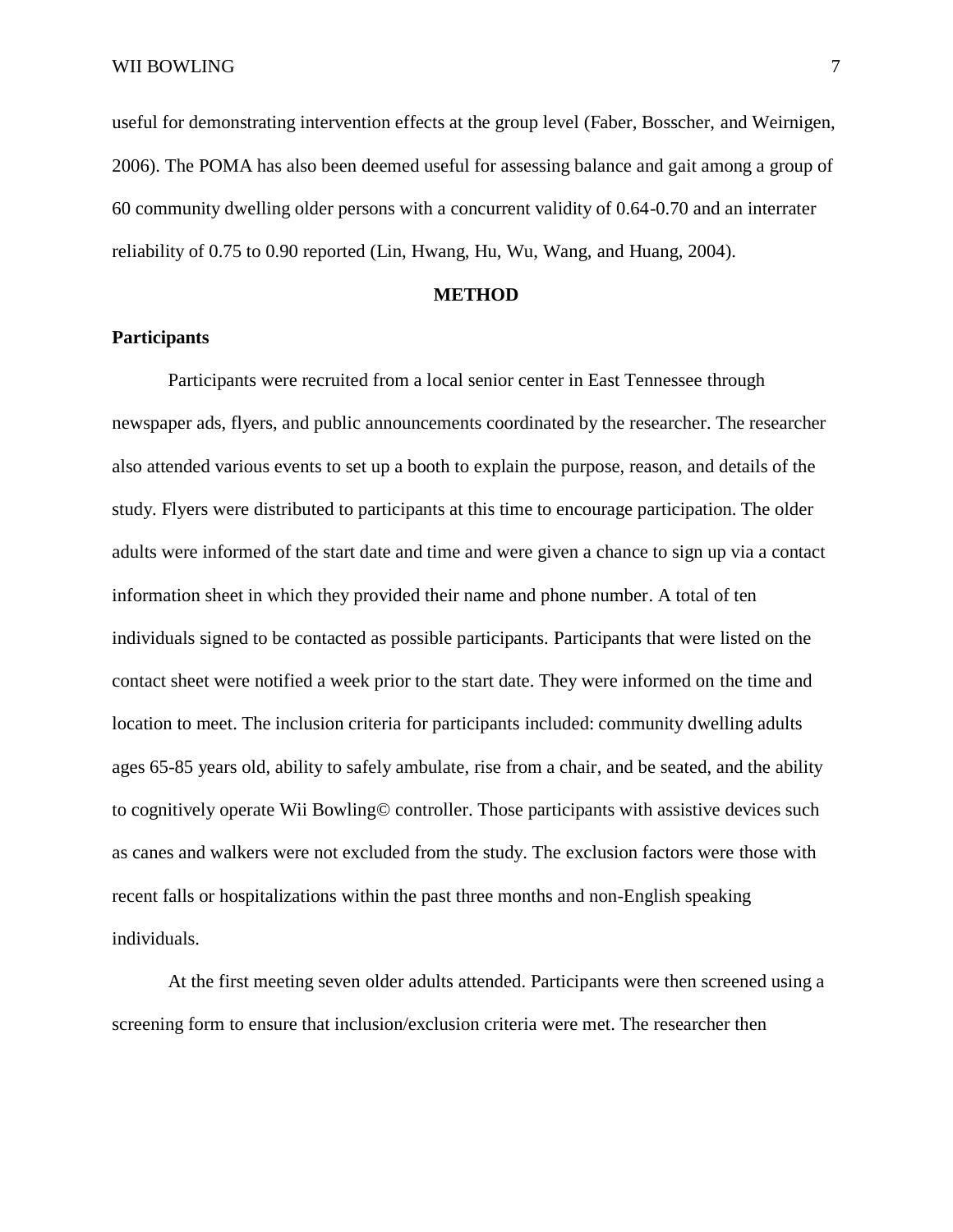useful for demonstrating intervention effects at the group level (Faber, Bosscher, and Weirnigen, 2006). The POMA has also been deemed useful for assessing balance and gait among a group of 60 community dwelling older persons with a concurrent validity of 0.64-0.70 and an interrater reliability of 0.75 to 0.90 reported (Lin, Hwang, Hu, Wu, Wang, and Huang, 2004).

## METHOD

### Participants

Participants were recruited from a local senior center in East Tennessee through newspaper ads, flyers, and public announcements coordinated by the researcher. The researcher also attended various events to set up a booth to explain the purpose, reason, and details of the study. Flyers were distributed to participants at this time to encourage participation. The older adults were informed of the start date and time and were given a chance to sign up via a contact information sheet in which they provided their name and phone number. A total of ten individuals signed to be contacted as possible participants. Participants that were listed on the contact sheet were notified a week prior to the start date. They were informed on the time and location to meet. The inclusion criteria for participants included: community dwelling adults ages 65-85 years old, ability to safely ambulate, rise from a chair, and be seated, and the ability to cognitively operate Wii Bowling© controller. Those participants with assistive devices such as canes and walkers were not excluded from the study. The exclusion factors were those with recent falls or hospitalizations within the past three months and non-English speaking individuals.

At the first meeting seven older adults attended. Participants were then screened using a screening form to ensure that inclusion/exclusion criteria were met. The researcher then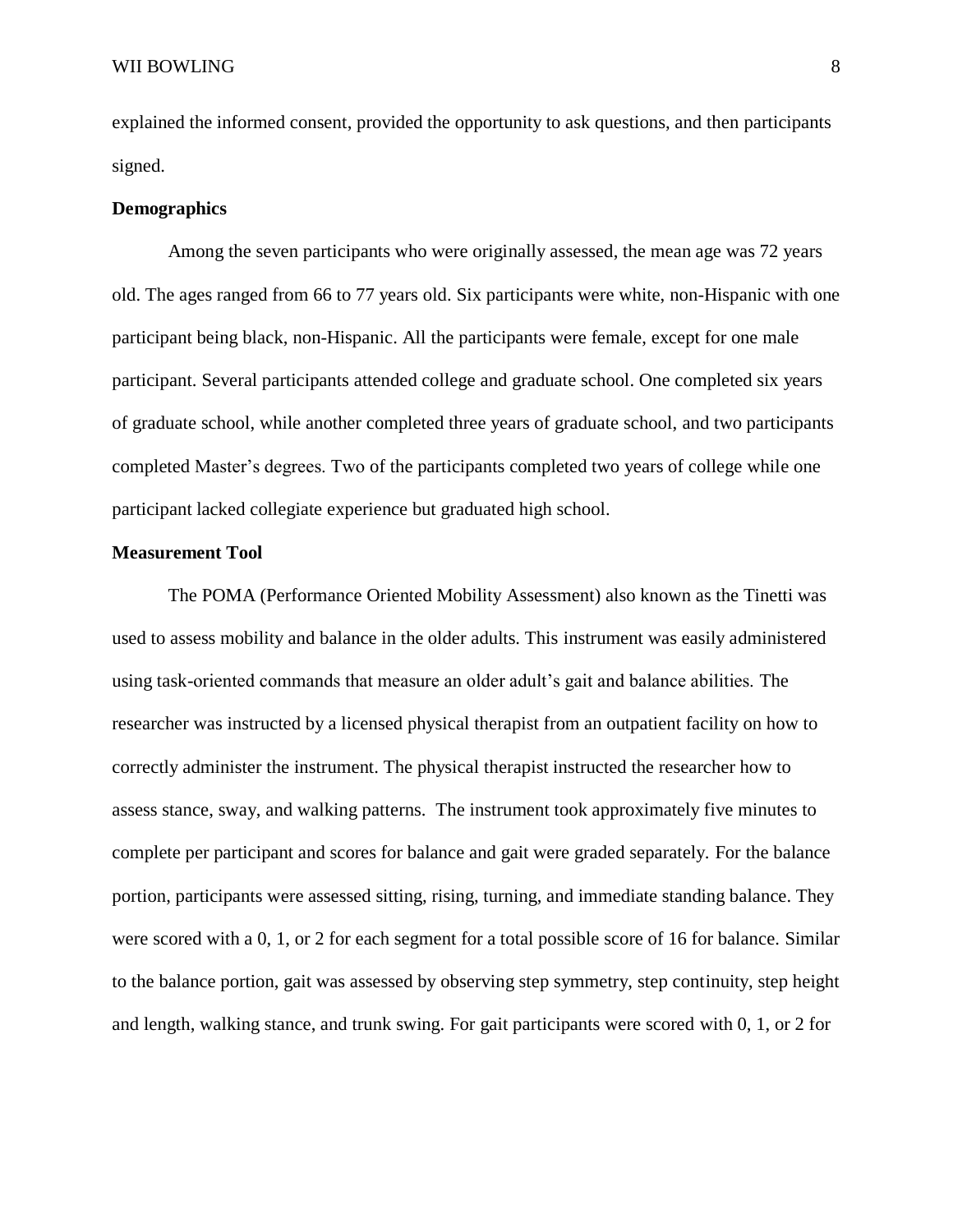explained the informed consent, provided the opportunity to ask questions, and then participants signed.

**Demographics**

Among the seven participants who were originally assessed, the mean age was 72 years old. The ages ranged from 66 to 77 years old. Six participants were white, non-Hispanic with one participant being black, non-Hispanic. All the participants were female, except for one male participant. Several participants attended college and graduate school. One completed six years of graduate school, while another completed three years of graduate school, and two participants completed Master's degrees. Two of the participants completed two years of college while one participant lacked collegiate experience but graduated high school.

**Measurement Tool**

The POMA (Performance Oriented Mobility Assessment) also known as the Tinetti was used to assess mobility and balance in the older adults. This instrument was easily administered using task-oriented commands that measure an older adult's gait and balance abilities. The researcher was instructed by a licensed physical therapist from an outpatient facility on how to correctly administer the instrument. The physical therapist instructed the researcher how to assess stance, sway, and walking patterns. The instrument took approximately five minutes to complete per participant and scores for balance and gait were graded separately. For the balance portion, participants were assessed sitting, rising, turning, and immediate standing balance. They were scored with a 0, 1, or 2 for each segment for a total possible score of 16 for balance. Similar to the balance portion, gait was assessed by observing step symmetry, step continuity, step height and length, walking stance, and trunk swing. For gait participants were scored with 0, 1, or 2 for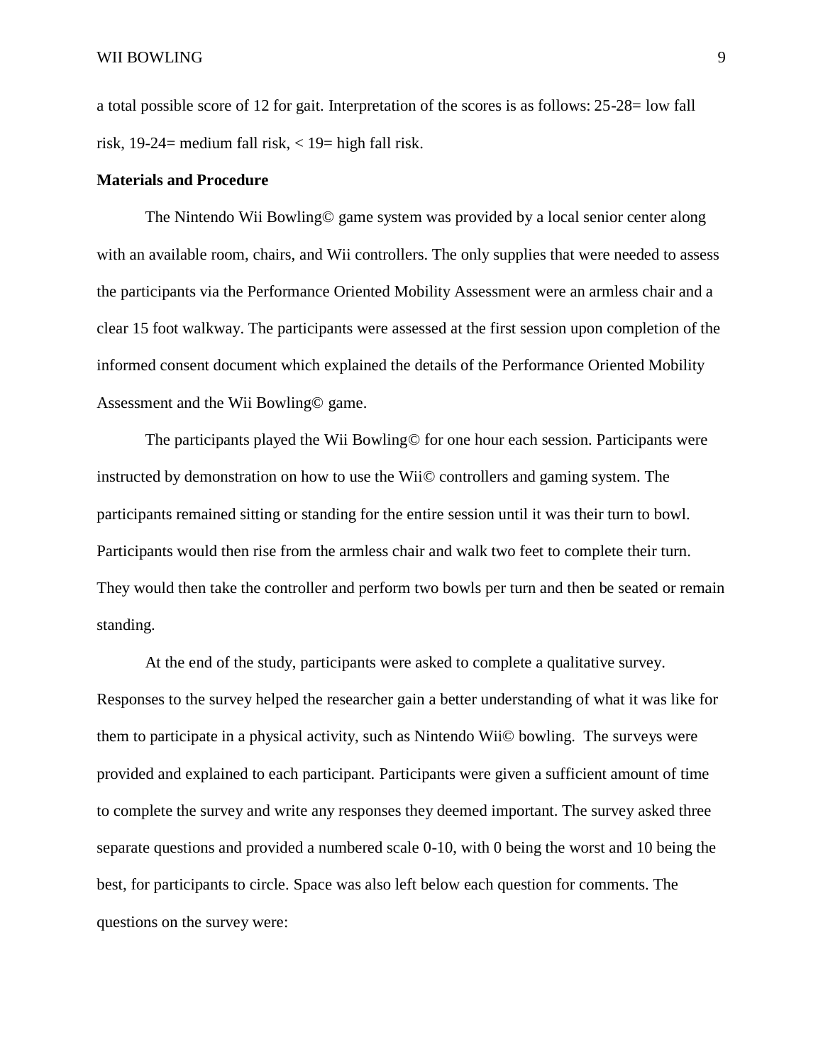a total possible score of 12 for gait. Interpretation of the scores is as follows: 25-28= low fall risk, 19-24= medium fall risk, < 19= high fall risk.

**Materials and Procedure**

The Nintendo Wii Bowling© game system was provided by a local senior center along with an available room, chairs, and Wii controllers. The only supplies that were needed to assess the participants via the Performance Oriented Mobility Assessment were an armless chair and a clear 15 foot walkway. The participants were assessed at the first session upon completion of the informed consent document which explained the details of the Performance Oriented Mobility Assessment and the Wii Bowling© game.

The participants played the Wii Bowling© for one hour each session. Participants were instructed by demonstration on how to use the Wii© controllers and gaming system. The participants remained sitting or standing for the entire session until it was their turn to bowl. Participants would then rise from the armless chair and walk two feet to complete their turn. They would then take the controller and perform two bowls per turn and then be seated or remain standing.

At the end of the study, participants were asked to complete a qualitative survey. Responses to the survey helped the researcher gain a better understanding of what it was like for them to participate in a physical activity, such as Nintendo Wii© bowling. The surveys were provided and explained to each participant. Participants were given a sufficient amount of time to complete the survey and write any responses they deemed important. The survey asked three separate questions and provided a numbered scale 0-10, with 0 being the worst and 10 being the best, for participants to circle. Space was also left below each question for comments. The questions on the survey were: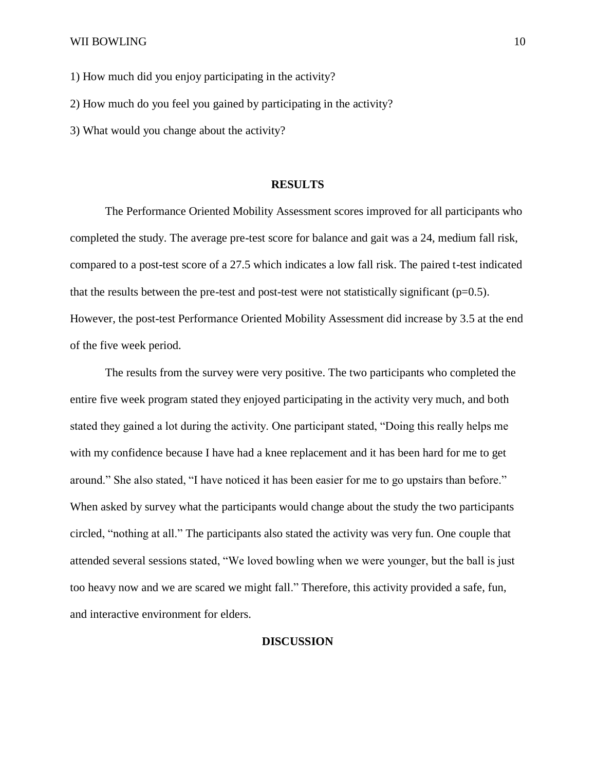1) How much did you enjoy participating in the activity?

2) How much do you feel you gained by participating in the activity?

3) What would you change about the activity?

## RESULTS

The Performance Oriented Mobility Assessment scores improved for all participants who completed the study. The average pre-test score for balance and gait was a 24, medium fall risk, compared to a post-test score of a 27.5 which indicates a low fall risk. The paired t-test indicated that the results between the pre-test and post-test were not statistically significant ($p=0.5$). However, the post-test Performance Oriented Mobility Assessment did increase by 3.5 at the end of the five week period.

The results from the survey were very positive. The two participants who completed the entire five week program stated they enjoyed participating in the activity very much, and both stated they gained a lot during the activity. One participant stated, "Doing this really helps me with my confidence because I have had a knee replacement and it has been hard for me to get around." She also stated, "I have noticed it has been easier for me to go upstairs than before." When asked by survey what the participants would change about the study the two participants circled, "nothing at all." The participants also stated the activity was very fun. One couple that attended several sessions stated, "We loved bowling when we were younger, but the ball is just too heavy now and we are scared we might fall." Therefore, this activity provided a safe, fun, and interactive environment for elders.

## DISCUSSION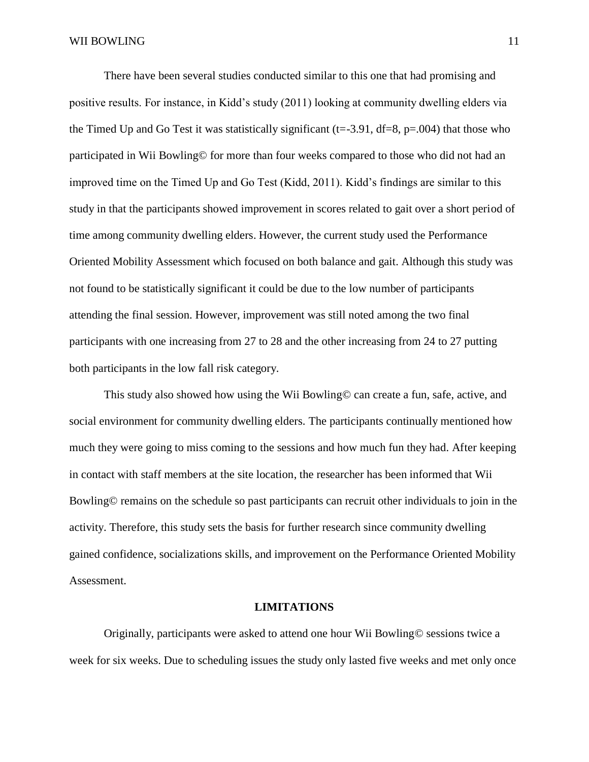There have been several studies conducted similar to this one that had promising and positive results. For instance, in Kidd's study (2011) looking at community dwelling elders via the Timed Up and Go Test it was statistically significant ($t=-3.91$, $df=8$, $p=.004$) that those who participated in Wii Bowling© for more than four weeks compared to those who did not had an improved time on the Timed Up and Go Test (Kidd, 2011). Kidd's findings are similar to this study in that the participants showed improvement in scores related to gait over a short period of time among community dwelling elders. However, the current study used the Performance Oriented Mobility Assessment which focused on both balance and gait. Although this study was not found to be statistically significant it could be due to the low number of participants attending the final session. However, improvement was still noted among the two final participants with one increasing from 27 to 28 and the other increasing from 24 to 27 putting both participants in the low fall risk category.

This study also showed how using the Wii Bowling© can create a fun, safe, active, and social environment for community dwelling elders. The participants continually mentioned how much they were going to miss coming to the sessions and how much fun they had. After keeping in contact with staff members at the site location, the researcher has been informed that Wii Bowling© remains on the schedule so past participants can recruit other individuals to join in the activity. Therefore, this study sets the basis for further research since community dwelling gained confidence, socializations skills, and improvement on the Performance Oriented Mobility Assessment.

## LIMITATIONS

Originally, participants were asked to attend one hour Wii Bowling© sessions twice a week for six weeks. Due to scheduling issues the study only lasted five weeks and met only once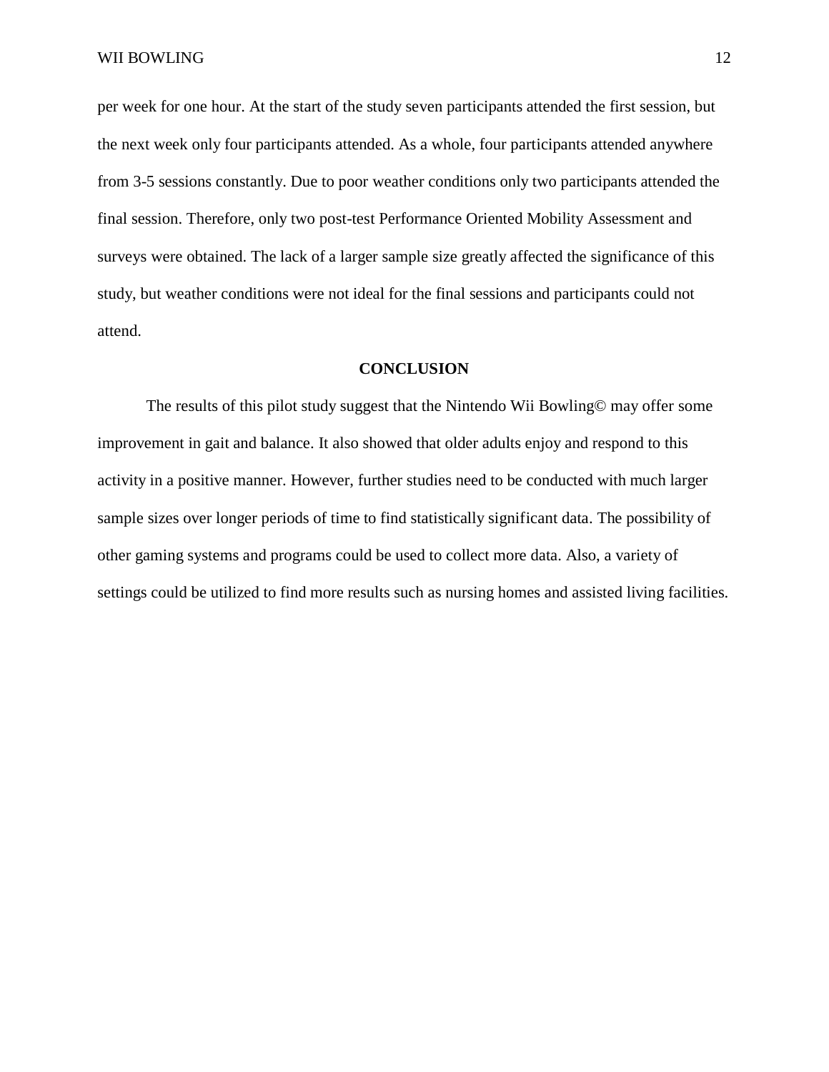per week for one hour. At the start of the study seven participants attended the first session, but the next week only four participants attended. As a whole, four participants attended anywhere from 3-5 sessions constantly. Due to poor weather conditions only two participants attended the final session. Therefore, only two post-test Performance Oriented Mobility Assessment and surveys were obtained. The lack of a larger sample size greatly affected the significance of this study, but weather conditions were not ideal for the final sessions and participants could not attend.

## CONCLUSION

The results of this pilot study suggest that the Nintendo Wii Bowling© may offer some improvement in gait and balance. It also showed that older adults enjoy and respond to this activity in a positive manner. However, further studies need to be conducted with much larger sample sizes over longer periods of time to find statistically significant data. The possibility of other gaming systems and programs could be used to collect more data. Also, a variety of settings could be utilized to find more results such as nursing homes and assisted living facilities.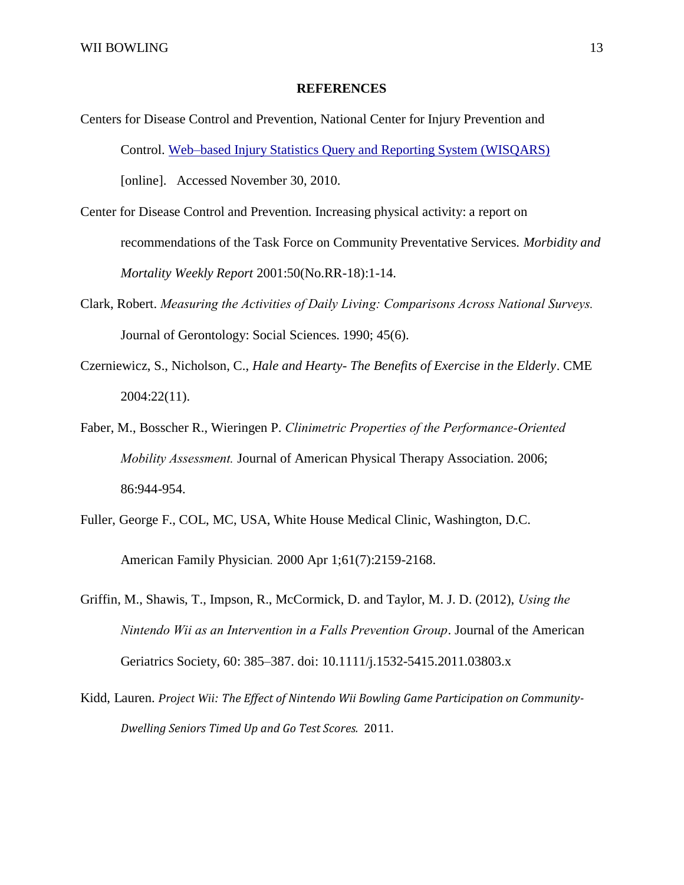# REFERENCES

Centers for Disease Control and Prevention, National Center for Injury Prevention and Control. Web–based Injury Statistics Query and Reporting System (WISQARS) [online]. Accessed November 30, 2010.

Center for Disease Control and Prevention. Increasing physical activity: a report on recommendations of the Task Force on Community Preventative Services. *Morbidity and Mortality Weekly Report* 2001:50(No.RR-18):1-14.

Clark, Robert. *Measuring the Activities of Daily Living: Comparisons Across National Surveys.* Journal of Gerontology: Social Sciences. 1990; 45(6).

Czerniewicz, S., Nicholson, C., *Hale and Hearty- The Benefits of Exercise in the Elderly*. CME 2004:22(11).

Faber, M., Bosscher R., Wieringen P. *Clinimetric Properties of the Performance-Oriented Mobility Assessment.* Journal of American Physical Therapy Association. 2006; 86:944-954.

Fuller, George F., COL, MC, USA, White House Medical Clinic, Washington, D.C.

American Family Physician. 2000 Apr 1;61(7):2159-2168.

Griffin, M., Shawis, T., Impson, R., McCormick, D. and Taylor, M. J. D. (2012), *Using the Nintendo Wii as an Intervention in a Falls Prevention Group*. Journal of the American Geriatrics Society, 60: 385–387. doi: 10.1111/j.1532-5415.2011.03803.x

Kidd, Lauren. *Project Wii: The Effect of Nintendo Wii Bowling Game Participation on Community-Dwelling Seniors Timed Up and Go Test Scores.* 2011.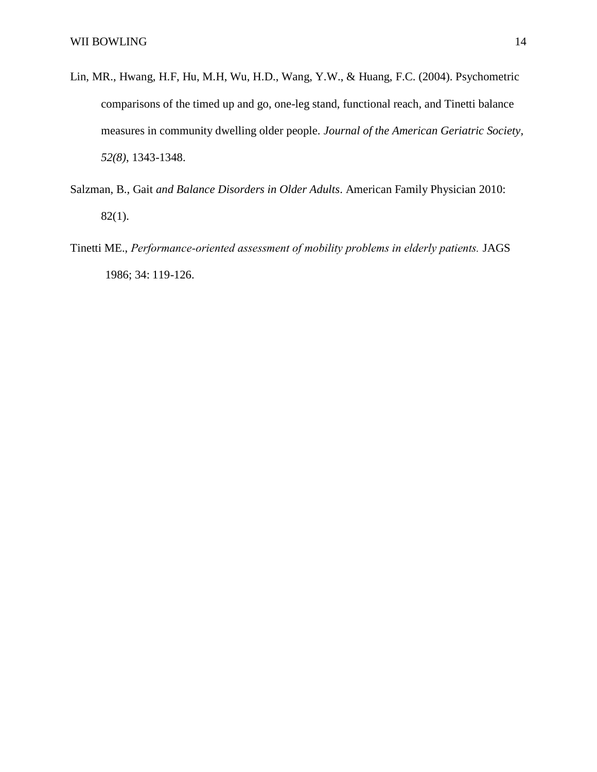Lin, MR., Hwang, H.F, Hu, M.H, Wu, H.D., Wang, Y.W., & Huang, F.C. (2004). Psychometric comparisons of the timed up and go, one-leg stand, functional reach, and Tinetti balance measures in community dwelling older people. *Journal of the American Geriatric Society*, *52(8)*, 1343-1348.

Salzman, B., Gait *and Balance Disorders in Older Adults*. American Family Physician 2010: 82(1).

Tinetti ME., *Performance-oriented assessment of mobility problems in elderly patients.* JAGS 1986; 34: 119-126.